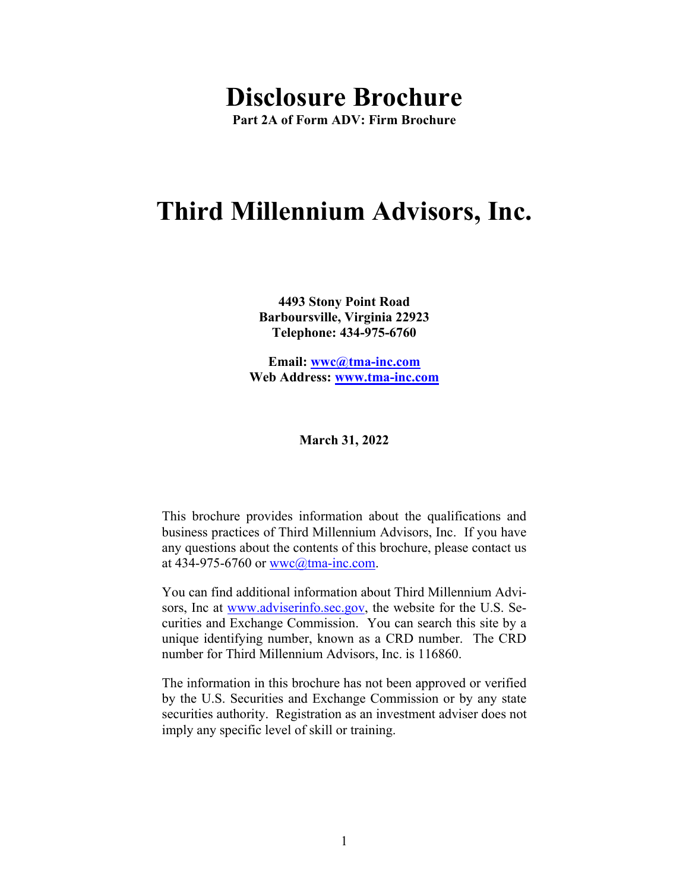# Disclosure Brochure

**Part 2A of Form ADV: Firm Brochure**

# Third Millennium Advisors, Inc.

**4493 Stony Point Road**
**Barboursville, Virginia 22923**
**Telephone: 434-975-6760**

**Email: wwc@tma-inc.com**
**Web Address: www.tma-inc.com**

**March 31, 2022**

This brochure provides information about the qualifications and business practices of Third Millennium Advisors, Inc. If you have any questions about the contents of this brochure, please contact us at 434-975-6760 or wwc@tma-inc.com.

You can find additional information about Third Millennium Advisors, Inc at www.adviserinfo.sec.gov, the website for the U.S. Securities and Exchange Commission. You can search this site by a unique identifying number, known as a CRD number. The CRD number for Third Millennium Advisors, Inc. is 116860.

The information in this brochure has not been approved or verified by the U.S. Securities and Exchange Commission or by any state securities authority. Registration as an investment adviser does not imply any specific level of skill or training.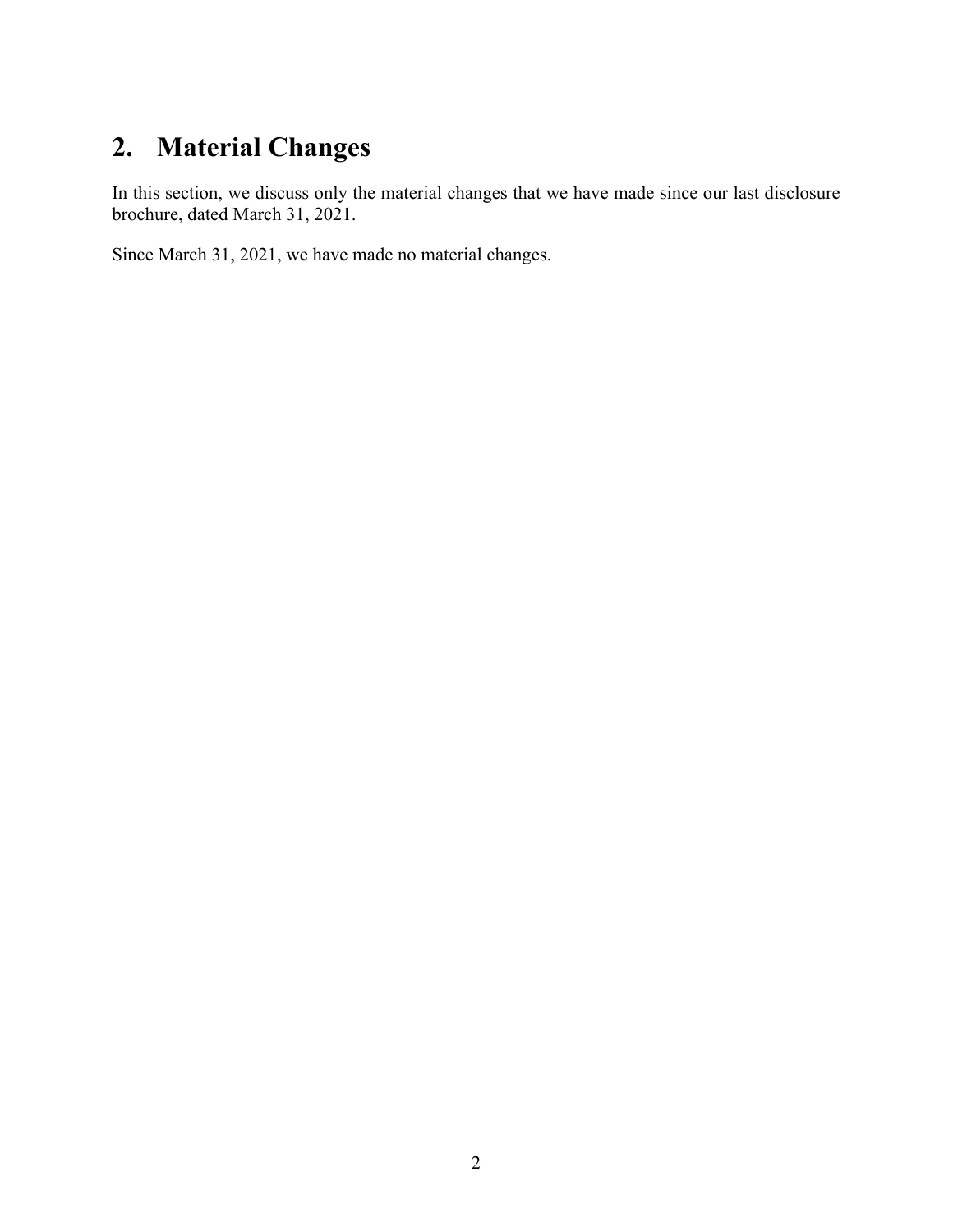## 2. Material Changes

In this section, we discuss only the material changes that we have made since our last disclosure brochure, dated March 31, 2021.

Since March 31, 2021, we have made no material changes.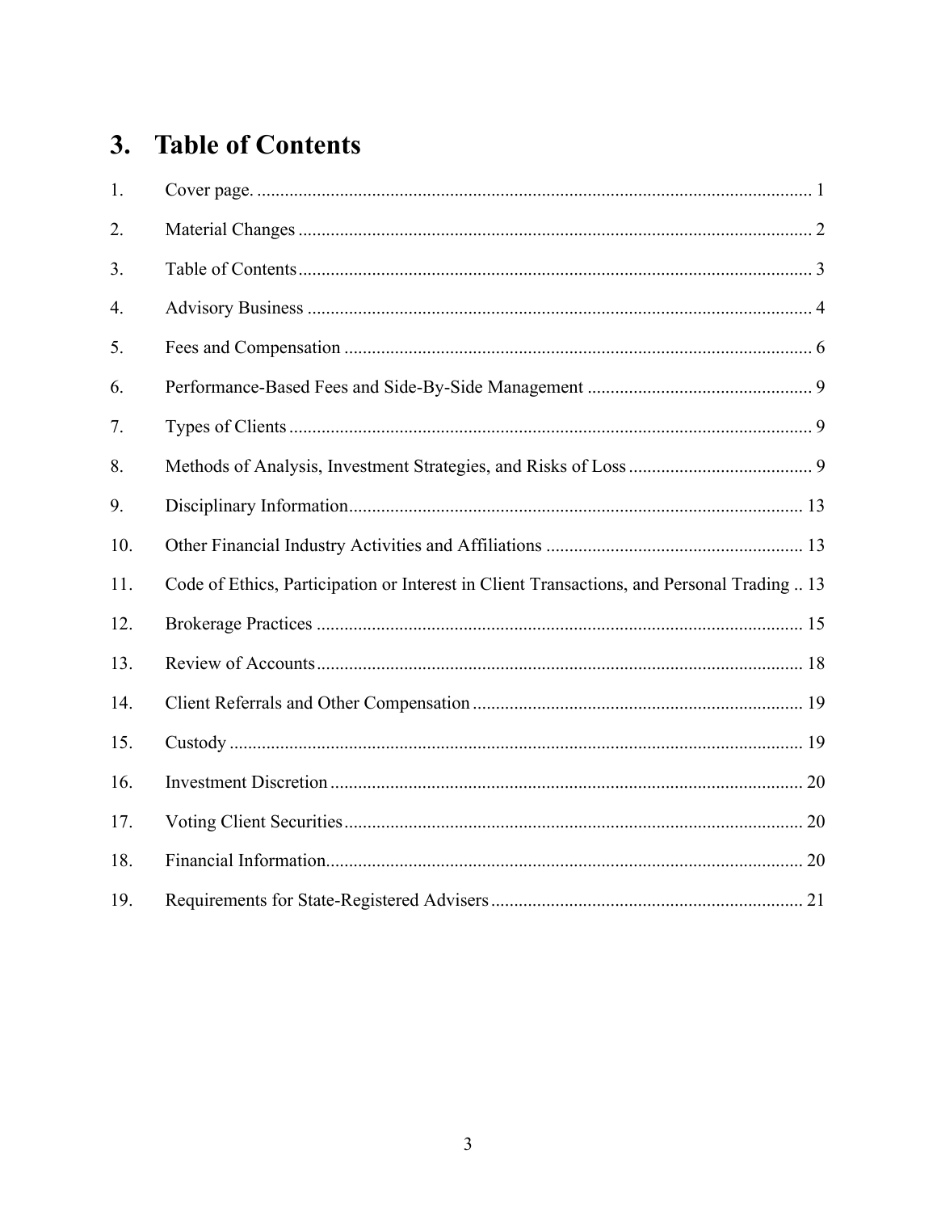# 3. Table of Contents

| | | |
|---|---|---|
| 1. | Cover page. | 1 |
| 2. | Material Changes | 2 |
| 3. | Table of Contents | 3 |
| 4. | Advisory Business | 4 |
| 5. | Fees and Compensation | 6 |
| 6. | Performance-Based Fees and Side-By-Side Management | 9 |
| 7. | Types of Clients | 9 |
| 8. | Methods of Analysis, Investment Strategies, and Risks of Loss | 9 |
| 9. | Disciplinary Information | 13 |
| 10. | Other Financial Industry Activities and Affiliations | 13 |
| 11. | Code of Ethics, Participation or Interest in Client Transactions, and Personal Trading | 13 |
| 12. | Brokerage Practices | 15 |
| 13. | Review of Accounts | 18 |
| 14. | Client Referrals and Other Compensation | 19 |
| 15. | Custody | 19 |
| 16. | Investment Discretion | 20 |
| 17. | Voting Client Securities | 20 |
| 18. | Financial Information | 20 |
| 19. | Requirements for State-Registered Advisers | 21 |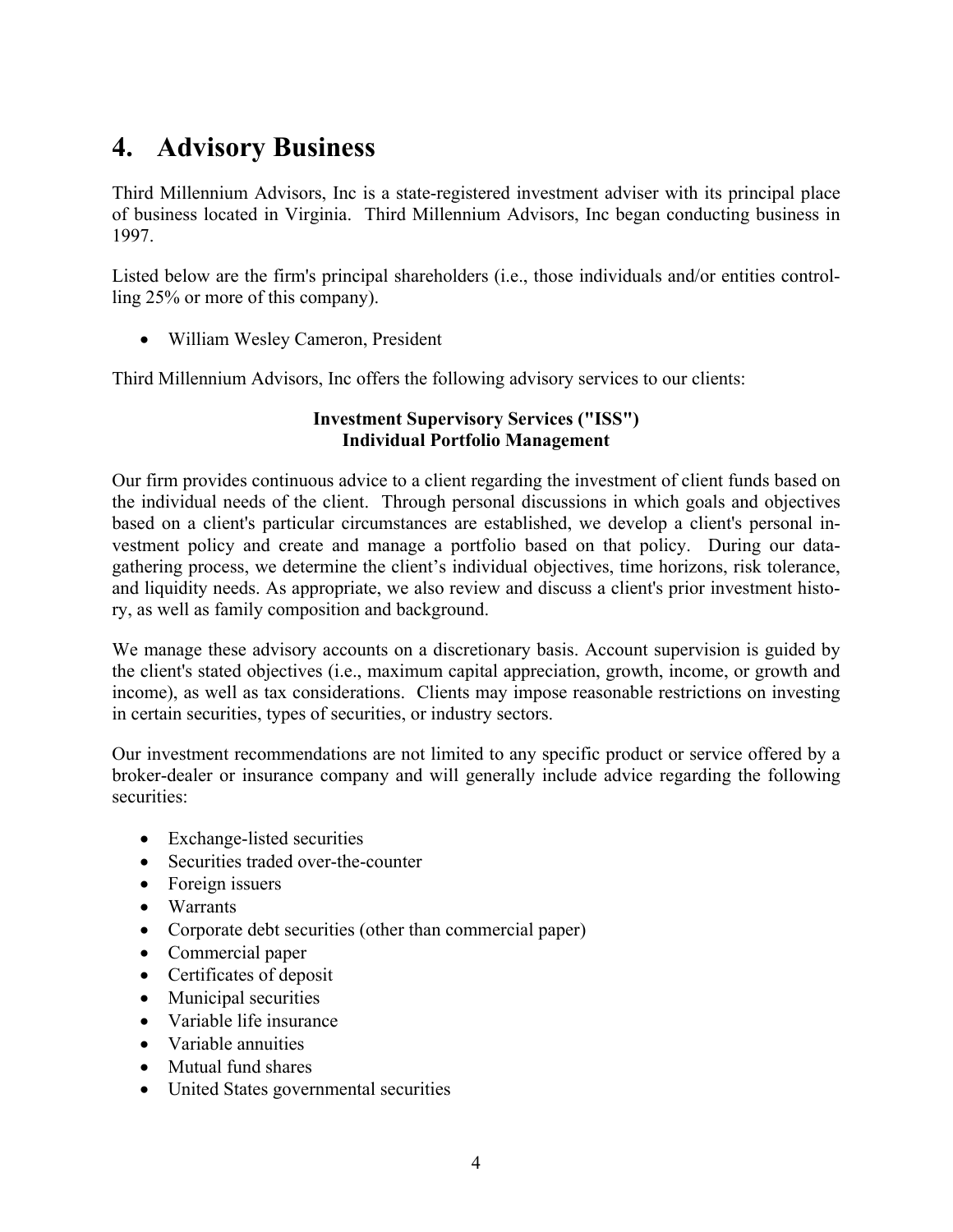# 4. Advisory Business

Third Millennium Advisors, Inc is a state-registered investment adviser with its principal place of business located in Virginia. Third Millennium Advisors, Inc began conducting business in 1997.

Listed below are the firm's principal shareholders (i.e., those individuals and/or entities controlling 25% or more of this company).

- William Wesley Cameron, President

Third Millennium Advisors, Inc offers the following advisory services to our clients:

**Investment Supervisory Services ("ISS")**
**Individual Portfolio Management**

Our firm provides continuous advice to a client regarding the investment of client funds based on the individual needs of the client. Through personal discussions in which goals and objectives based on a client's particular circumstances are established, we develop a client's personal investment policy and create and manage a portfolio based on that policy. During our data-gathering process, we determine the client's individual objectives, time horizons, risk tolerance, and liquidity needs. As appropriate, we also review and discuss a client's prior investment history, as well as family composition and background.

We manage these advisory accounts on a discretionary basis. Account supervision is guided by the client's stated objectives (i.e., maximum capital appreciation, growth, income, or growth and income), as well as tax considerations. Clients may impose reasonable restrictions on investing in certain securities, types of securities, or industry sectors.

Our investment recommendations are not limited to any specific product or service offered by a broker-dealer or insurance company and will generally include advice regarding the following securities:

- Exchange-listed securities
- Securities traded over-the-counter
- Foreign issuers
- Warrants
- Corporate debt securities (other than commercial paper)
- Commercial paper
- Certificates of deposit
- Municipal securities
- Variable life insurance
- Variable annuities
- Mutual fund shares
- United States governmental securities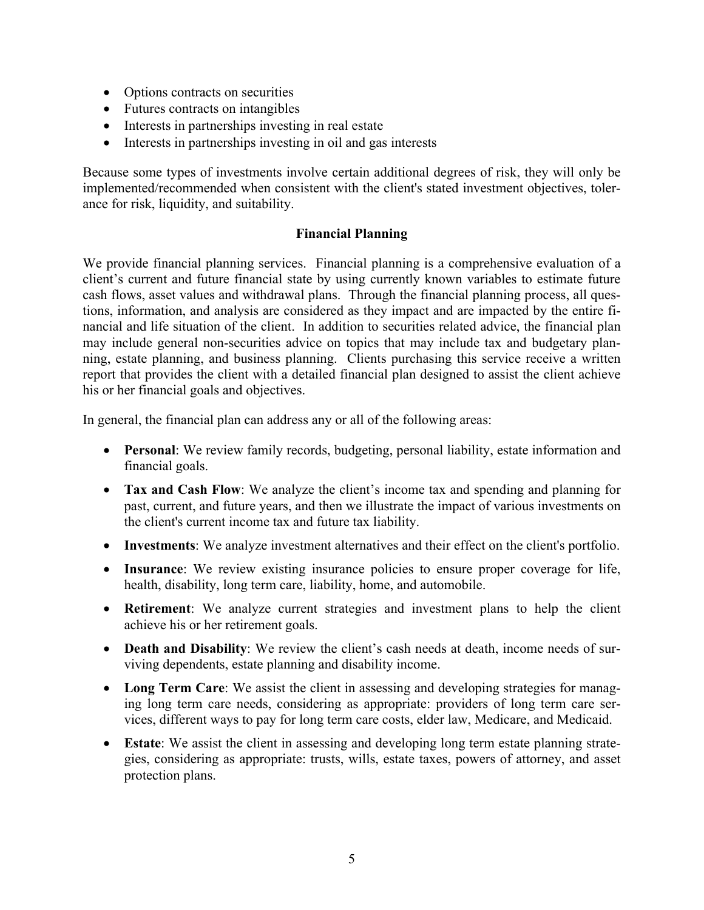- Options contracts on securities
- Futures contracts on intangibles
- Interests in partnerships investing in real estate
- Interests in partnerships investing in oil and gas interests

Because some types of investments involve certain additional degrees of risk, they will only be implemented/recommended when consistent with the client's stated investment objectives, tolerance for risk, liquidity, and suitability.

### Financial Planning

We provide financial planning services. Financial planning is a comprehensive evaluation of a client's current and future financial state by using currently known variables to estimate future cash flows, asset values and withdrawal plans. Through the financial planning process, all questions, information, and analysis are considered as they impact and are impacted by the entire financial and life situation of the client. In addition to securities related advice, the financial plan may include general non-securities advice on topics that may include tax and budgetary planning, estate planning, and business planning. Clients purchasing this service receive a written report that provides the client with a detailed financial plan designed to assist the client achieve his or her financial goals and objectives.

In general, the financial plan can address any or all of the following areas:

- **Personal**: We review family records, budgeting, personal liability, estate information and financial goals.
- **Tax and Cash Flow**: We analyze the client's income tax and spending and planning for past, current, and future years, and then we illustrate the impact of various investments on the client's current income tax and future tax liability.
- **Investments**: We analyze investment alternatives and their effect on the client's portfolio.
- **Insurance**: We review existing insurance policies to ensure proper coverage for life, health, disability, long term care, liability, home, and automobile.
- **Retirement**: We analyze current strategies and investment plans to help the client achieve his or her retirement goals.
- **Death and Disability**: We review the client's cash needs at death, income needs of surviving dependents, estate planning and disability income.
- **Long Term Care**: We assist the client in assessing and developing strategies for managing long term care needs, considering as appropriate: providers of long term care services, different ways to pay for long term care costs, elder law, Medicare, and Medicaid.
- **Estate**: We assist the client in assessing and developing long term estate planning strategies, considering as appropriate: trusts, wills, estate taxes, powers of attorney, and asset protection plans.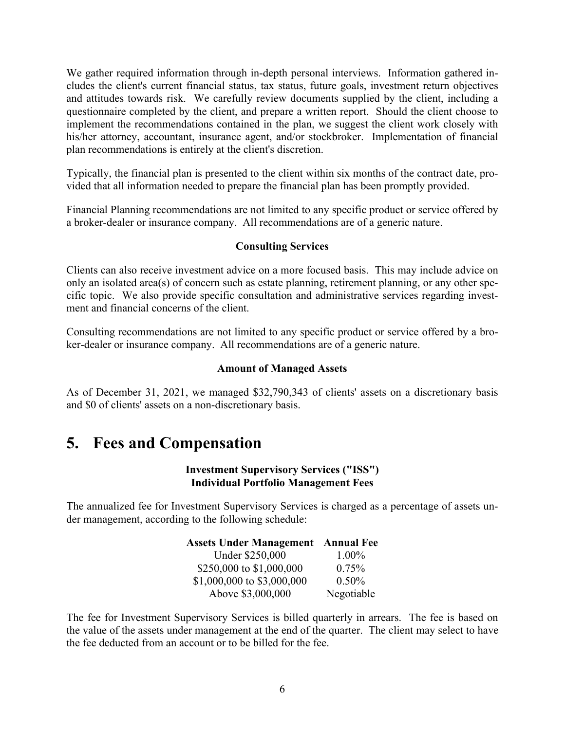We gather required information through in-depth personal interviews. Information gathered includes the client's current financial status, tax status, future goals, investment return objectives and attitudes towards risk. We carefully review documents supplied by the client, including a questionnaire completed by the client, and prepare a written report. Should the client choose to implement the recommendations contained in the plan, we suggest the client work closely with his/her attorney, accountant, insurance agent, and/or stockbroker. Implementation of financial plan recommendations is entirely at the client's discretion.

Typically, the financial plan is presented to the client within six months of the contract date, provided that all information needed to prepare the financial plan has been promptly provided.

Financial Planning recommendations are not limited to any specific product or service offered by a broker-dealer or insurance company. All recommendations are of a generic nature.

**Consulting Services**

Clients can also receive investment advice on a more focused basis. This may include advice on only an isolated area(s) of concern such as estate planning, retirement planning, or any other specific topic. We also provide specific consultation and administrative services regarding investment and financial concerns of the client.

Consulting recommendations are not limited to any specific product or service offered by a broker-dealer or insurance company. All recommendations are of a generic nature.

**Amount of Managed Assets**

As of December 31, 2021, we managed $32,790,343 of clients' assets on a discretionary basis and $0 of clients' assets on a non-discretionary basis.

# 5. Fees and Compensation

**Investment Supervisory Services ("ISS")**
**Individual Portfolio Management Fees**

The annualized fee for Investment Supervisory Services is charged as a percentage of assets under management, according to the following schedule:

| Assets Under Management | Annual Fee |
|---|---|
| Under $250,000 | 1.00% |
| $250,000 to $1,000,000 | 0.75% |
| $1,000,000 to $3,000,000 | 0.50% |
| Above $3,000,000 | Negotiable |

The fee for Investment Supervisory Services is billed quarterly in arrears. The fee is based on the value of the assets under management at the end of the quarter. The client may select to have the fee deducted from an account or to be billed for the fee.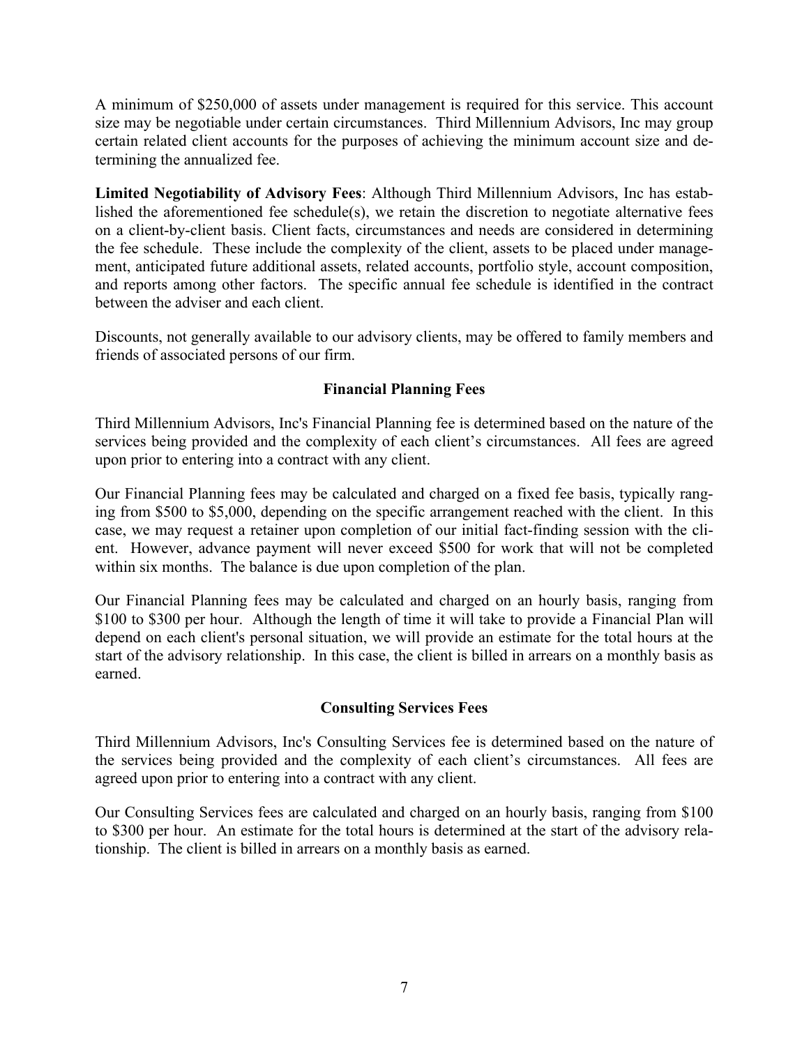A minimum of $250,000 of assets under management is required for this service. This account size may be negotiable under certain circumstances. Third Millennium Advisors, Inc may group certain related client accounts for the purposes of achieving the minimum account size and determining the annualized fee.

**Limited Negotiability of Advisory Fees**: Although Third Millennium Advisors, Inc has established the aforementioned fee schedule(s), we retain the discretion to negotiate alternative fees on a client-by-client basis. Client facts, circumstances and needs are considered in determining the fee schedule. These include the complexity of the client, assets to be placed under management, anticipated future additional assets, related accounts, portfolio style, account composition, and reports among other factors. The specific annual fee schedule is identified in the contract between the adviser and each client.

Discounts, not generally available to our advisory clients, may be offered to family members and friends of associated persons of our firm.

## Financial Planning Fees

Third Millennium Advisors, Inc's Financial Planning fee is determined based on the nature of the services being provided and the complexity of each client's circumstances. All fees are agreed upon prior to entering into a contract with any client.

Our Financial Planning fees may be calculated and charged on a fixed fee basis, typically ranging from $500 to $5,000, depending on the specific arrangement reached with the client. In this case, we may request a retainer upon completion of our initial fact-finding session with the client. However, advance payment will never exceed $500 for work that will not be completed within six months. The balance is due upon completion of the plan.

Our Financial Planning fees may be calculated and charged on an hourly basis, ranging from $100 to $300 per hour. Although the length of time it will take to provide a Financial Plan will depend on each client's personal situation, we will provide an estimate for the total hours at the start of the advisory relationship. In this case, the client is billed in arrears on a monthly basis as earned.

## Consulting Services Fees

Third Millennium Advisors, Inc's Consulting Services fee is determined based on the nature of the services being provided and the complexity of each client's circumstances. All fees are agreed upon prior to entering into a contract with any client.

Our Consulting Services fees are calculated and charged on an hourly basis, ranging from $100 to $300 per hour. An estimate for the total hours is determined at the start of the advisory relationship. The client is billed in arrears on a monthly basis as earned.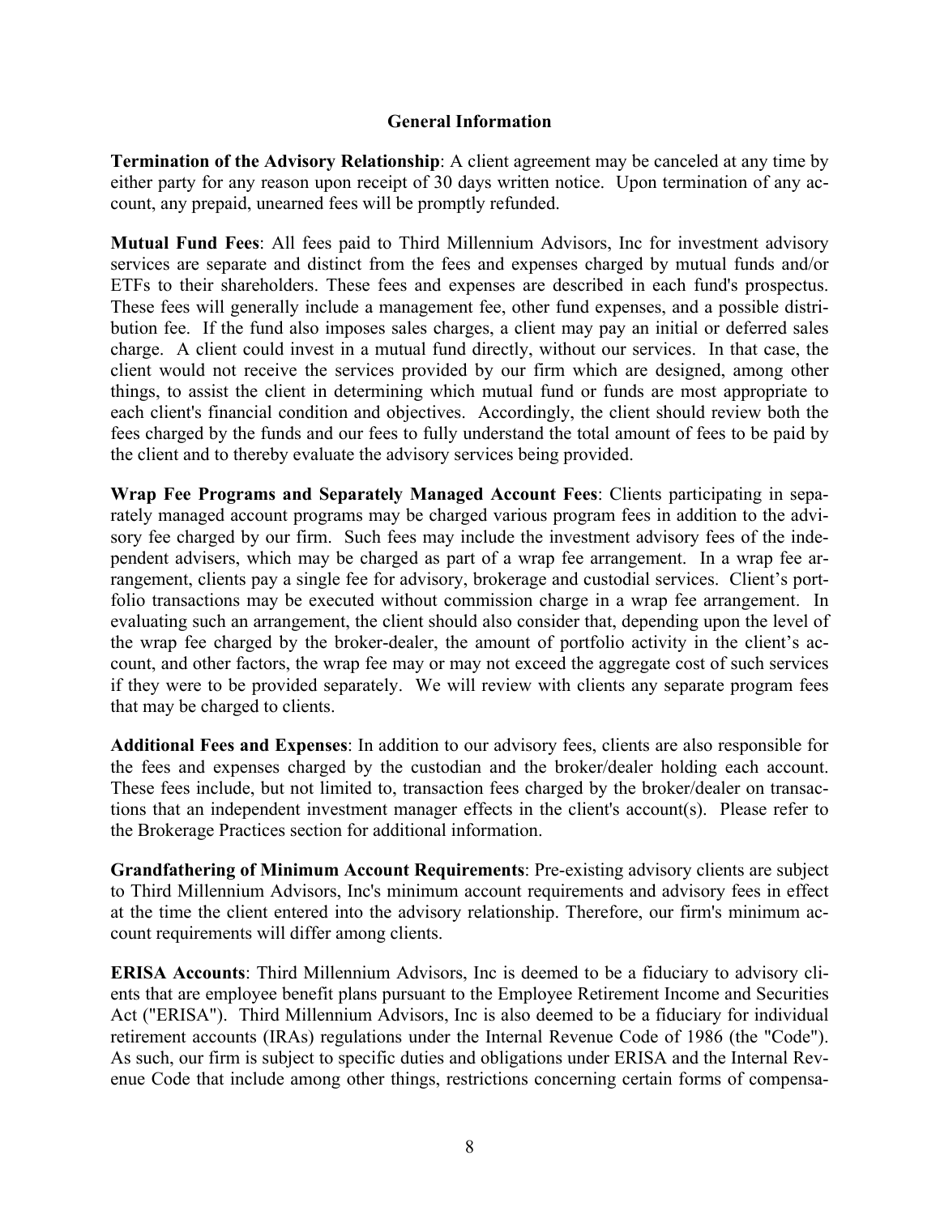## General Information

**Termination of the Advisory Relationship**: A client agreement may be canceled at any time by either party for any reason upon receipt of 30 days written notice. Upon termination of any account, any prepaid, unearned fees will be promptly refunded.

**Mutual Fund Fees**: All fees paid to Third Millennium Advisors, Inc for investment advisory services are separate and distinct from the fees and expenses charged by mutual funds and/or ETFs to their shareholders. These fees and expenses are described in each fund's prospectus. These fees will generally include a management fee, other fund expenses, and a possible distribution fee. If the fund also imposes sales charges, a client may pay an initial or deferred sales charge. A client could invest in a mutual fund directly, without our services. In that case, the client would not receive the services provided by our firm which are designed, among other things, to assist the client in determining which mutual fund or funds are most appropriate to each client's financial condition and objectives. Accordingly, the client should review both the fees charged by the funds and our fees to fully understand the total amount of fees to be paid by the client and to thereby evaluate the advisory services being provided.

**Wrap Fee Programs and Separately Managed Account Fees**: Clients participating in separately managed account programs may be charged various program fees in addition to the advisory fee charged by our firm. Such fees may include the investment advisory fees of the independent advisers, which may be charged as part of a wrap fee arrangement. In a wrap fee arrangement, clients pay a single fee for advisory, brokerage and custodial services. Client's portfolio transactions may be executed without commission charge in a wrap fee arrangement. In evaluating such an arrangement, the client should also consider that, depending upon the level of the wrap fee charged by the broker-dealer, the amount of portfolio activity in the client's account, and other factors, the wrap fee may or may not exceed the aggregate cost of such services if they were to be provided separately. We will review with clients any separate program fees that may be charged to clients.

**Additional Fees and Expenses**: In addition to our advisory fees, clients are also responsible for the fees and expenses charged by the custodian and the broker/dealer holding each account. These fees include, but not limited to, transaction fees charged by the broker/dealer on transactions that an independent investment manager effects in the client's account(s). Please refer to the Brokerage Practices section for additional information.

**Grandfathering of Minimum Account Requirements**: Pre-existing advisory clients are subject to Third Millennium Advisors, Inc's minimum account requirements and advisory fees in effect at the time the client entered into the advisory relationship. Therefore, our firm's minimum account requirements will differ among clients.

**ERISA Accounts**: Third Millennium Advisors, Inc is deemed to be a fiduciary to advisory clients that are employee benefit plans pursuant to the Employee Retirement Income and Securities Act ("ERISA"). Third Millennium Advisors, Inc is also deemed to be a fiduciary for individual retirement accounts (IRAs) regulations under the Internal Revenue Code of 1986 (the "Code"). As such, our firm is subject to specific duties and obligations under ERISA and the Internal Revenue Code that include among other things, restrictions concerning certain forms of compensa-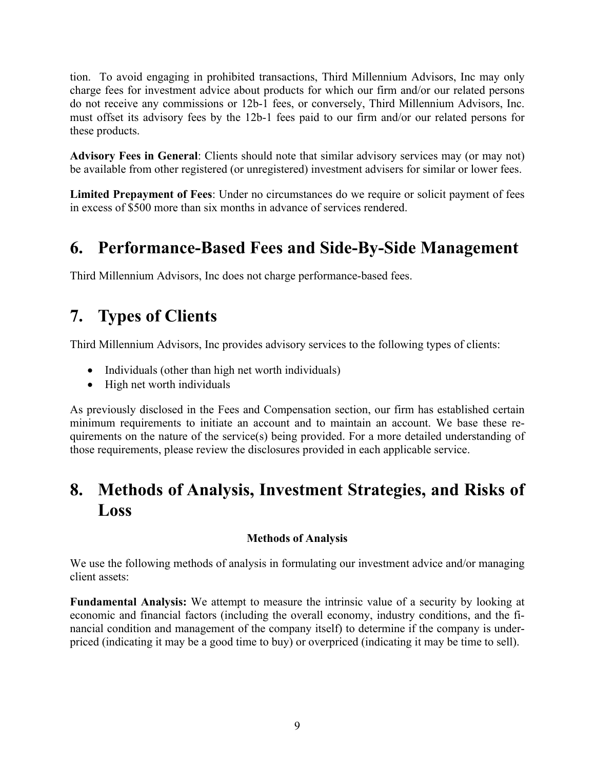tion. To avoid engaging in prohibited transactions, Third Millennium Advisors, Inc may only charge fees for investment advice about products for which our firm and/or our related persons do not receive any commissions or 12b-1 fees, or conversely, Third Millennium Advisors, Inc. must offset its advisory fees by the 12b-1 fees paid to our firm and/or our related persons for these products.

**Advisory Fees in General**: Clients should note that similar advisory services may (or may not) be available from other registered (or unregistered) investment advisers for similar or lower fees.

**Limited Prepayment of Fees**: Under no circumstances do we require or solicit payment of fees in excess of $500 more than six months in advance of services rendered.

# 6. Performance-Based Fees and Side-By-Side Management

Third Millennium Advisors, Inc does not charge performance-based fees.

# 7. Types of Clients

Third Millennium Advisors, Inc provides advisory services to the following types of clients:

- Individuals (other than high net worth individuals)
- High net worth individuals

As previously disclosed in the Fees and Compensation section, our firm has established certain minimum requirements to initiate an account and to maintain an account. We base these requirements on the nature of the service(s) being provided. For a more detailed understanding of those requirements, please review the disclosures provided in each applicable service.

# 8. Methods of Analysis, Investment Strategies, and Risks of Loss

**Methods of Analysis**

We use the following methods of analysis in formulating our investment advice and/or managing client assets:

**Fundamental Analysis:** We attempt to measure the intrinsic value of a security by looking at economic and financial factors (including the overall economy, industry conditions, and the financial condition and management of the company itself) to determine if the company is underpriced (indicating it may be a good time to buy) or overpriced (indicating it may be time to sell).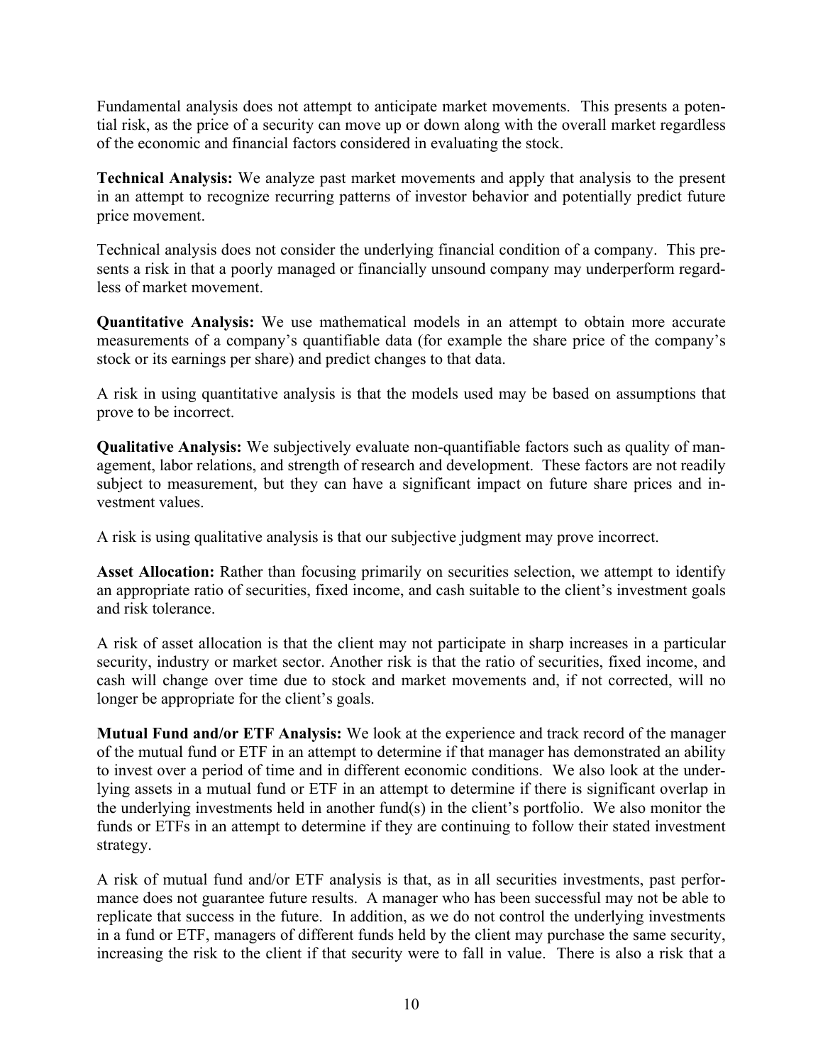Fundamental analysis does not attempt to anticipate market movements. This presents a potential risk, as the price of a security can move up or down along with the overall market regardless of the economic and financial factors considered in evaluating the stock.

**Technical Analysis:** We analyze past market movements and apply that analysis to the present in an attempt to recognize recurring patterns of investor behavior and potentially predict future price movement.

Technical analysis does not consider the underlying financial condition of a company. This presents a risk in that a poorly managed or financially unsound company may underperform regardless of market movement.

**Quantitative Analysis:** We use mathematical models in an attempt to obtain more accurate measurements of a company's quantifiable data (for example the share price of the company's stock or its earnings per share) and predict changes to that data.

A risk in using quantitative analysis is that the models used may be based on assumptions that prove to be incorrect.

**Qualitative Analysis:** We subjectively evaluate non-quantifiable factors such as quality of management, labor relations, and strength of research and development. These factors are not readily subject to measurement, but they can have a significant impact on future share prices and investment values.

A risk is using qualitative analysis is that our subjective judgment may prove incorrect.

**Asset Allocation:** Rather than focusing primarily on securities selection, we attempt to identify an appropriate ratio of securities, fixed income, and cash suitable to the client's investment goals and risk tolerance.

A risk of asset allocation is that the client may not participate in sharp increases in a particular security, industry or market sector. Another risk is that the ratio of securities, fixed income, and cash will change over time due to stock and market movements and, if not corrected, will no longer be appropriate for the client's goals.

**Mutual Fund and/or ETF Analysis:** We look at the experience and track record of the manager of the mutual fund or ETF in an attempt to determine if that manager has demonstrated an ability to invest over a period of time and in different economic conditions. We also look at the underlying assets in a mutual fund or ETF in an attempt to determine if there is significant overlap in the underlying investments held in another fund(s) in the client's portfolio. We also monitor the funds or ETFs in an attempt to determine if they are continuing to follow their stated investment strategy.

A risk of mutual fund and/or ETF analysis is that, as in all securities investments, past performance does not guarantee future results. A manager who has been successful may not be able to replicate that success in the future. In addition, as we do not control the underlying investments in a fund or ETF, managers of different funds held by the client may purchase the same security, increasing the risk to the client if that security were to fall in value. There is also a risk that a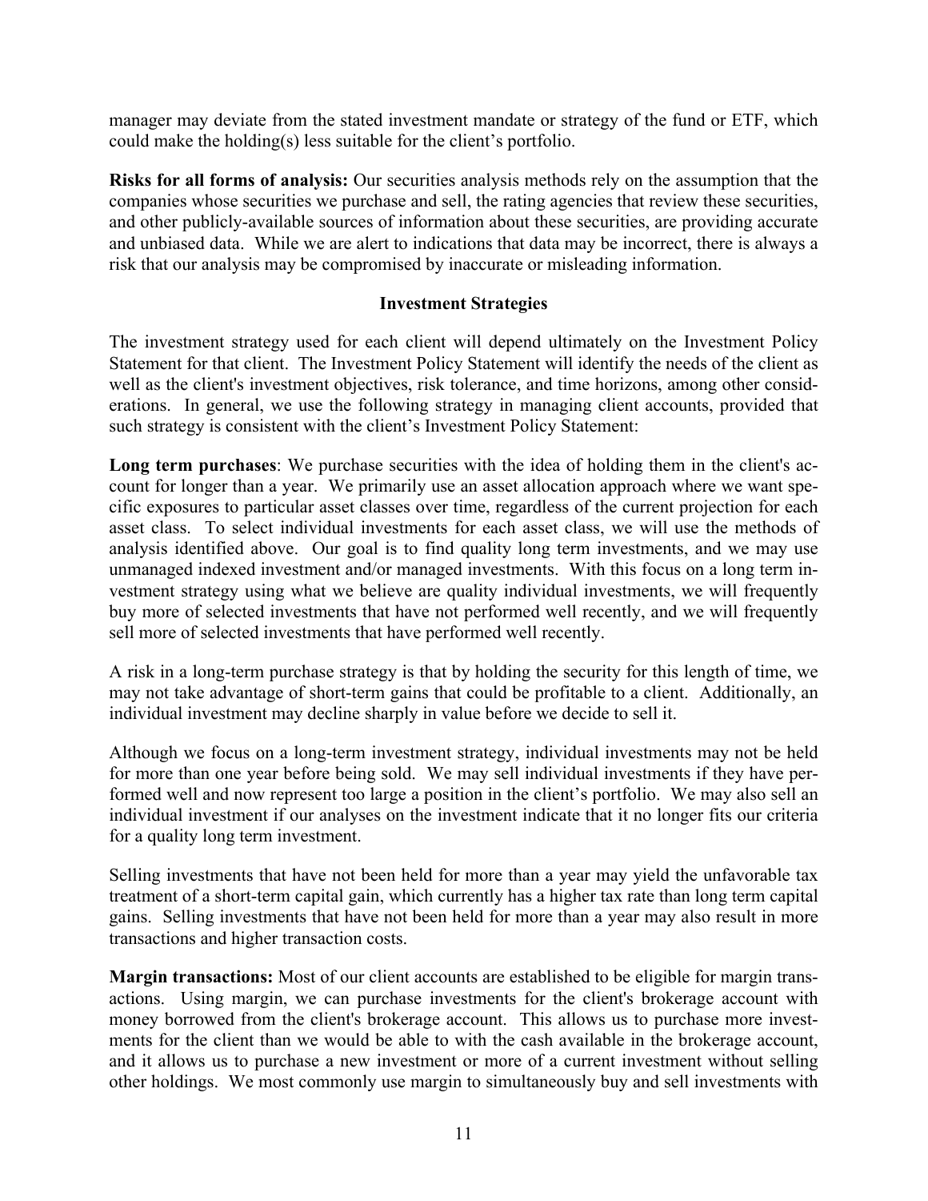manager may deviate from the stated investment mandate or strategy of the fund or ETF, which could make the holding(s) less suitable for the client's portfolio.

**Risks for all forms of analysis:** Our securities analysis methods rely on the assumption that the companies whose securities we purchase and sell, the rating agencies that review these securities, and other publicly-available sources of information about these securities, are providing accurate and unbiased data. While we are alert to indications that data may be incorrect, there is always a risk that our analysis may be compromised by inaccurate or misleading information.

## Investment Strategies

The investment strategy used for each client will depend ultimately on the Investment Policy Statement for that client. The Investment Policy Statement will identify the needs of the client as well as the client's investment objectives, risk tolerance, and time horizons, among other considerations. In general, we use the following strategy in managing client accounts, provided that such strategy is consistent with the client's Investment Policy Statement:

**Long term purchases**: We purchase securities with the idea of holding them in the client's account for longer than a year. We primarily use an asset allocation approach where we want specific exposures to particular asset classes over time, regardless of the current projection for each asset class. To select individual investments for each asset class, we will use the methods of analysis identified above. Our goal is to find quality long term investments, and we may use unmanaged indexed investment and/or managed investments. With this focus on a long term investment strategy using what we believe are quality individual investments, we will frequently buy more of selected investments that have not performed well recently, and we will frequently sell more of selected investments that have performed well recently.

A risk in a long-term purchase strategy is that by holding the security for this length of time, we may not take advantage of short-term gains that could be profitable to a client. Additionally, an individual investment may decline sharply in value before we decide to sell it.

Although we focus on a long-term investment strategy, individual investments may not be held for more than one year before being sold. We may sell individual investments if they have performed well and now represent too large a position in the client's portfolio. We may also sell an individual investment if our analyses on the investment indicate that it no longer fits our criteria for a quality long term investment.

Selling investments that have not been held for more than a year may yield the unfavorable tax treatment of a short-term capital gain, which currently has a higher tax rate than long term capital gains. Selling investments that have not been held for more than a year may also result in more transactions and higher transaction costs.

**Margin transactions:** Most of our client accounts are established to be eligible for margin transactions. Using margin, we can purchase investments for the client's brokerage account with money borrowed from the client's brokerage account. This allows us to purchase more investments for the client than we would be able to with the cash available in the brokerage account, and it allows us to purchase a new investment or more of a current investment without selling other holdings. We most commonly use margin to simultaneously buy and sell investments with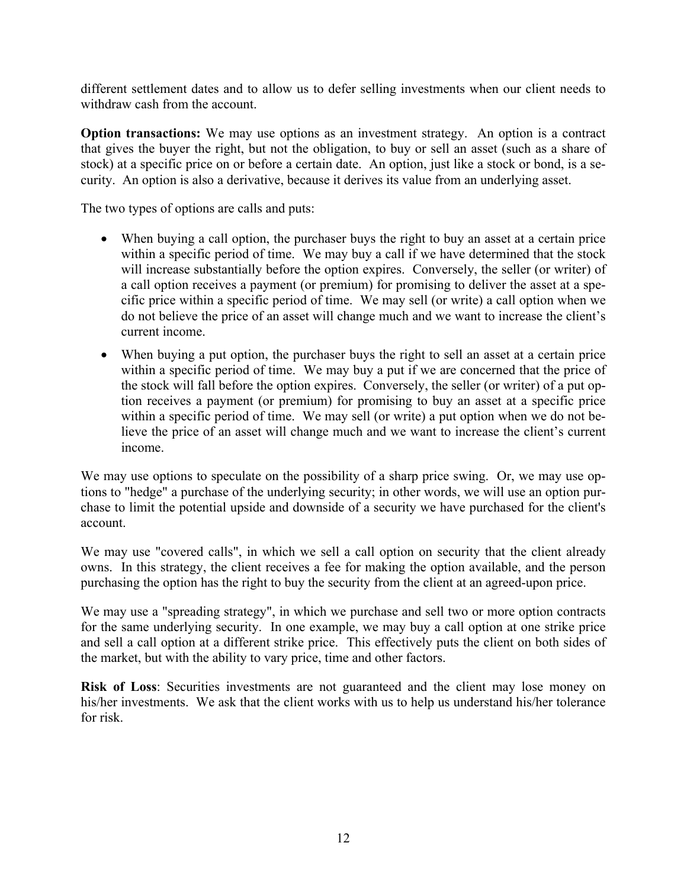different settlement dates and to allow us to defer selling investments when our client needs to withdraw cash from the account.

**Option transactions:** We may use options as an investment strategy. An option is a contract that gives the buyer the right, but not the obligation, to buy or sell an asset (such as a share of stock) at a specific price on or before a certain date. An option, just like a stock or bond, is a security. An option is also a derivative, because it derives its value from an underlying asset.

The two types of options are calls and puts:

- When buying a call option, the purchaser buys the right to buy an asset at a certain price within a specific period of time. We may buy a call if we have determined that the stock will increase substantially before the option expires. Conversely, the seller (or writer) of a call option receives a payment (or premium) for promising to deliver the asset at a specific price within a specific period of time. We may sell (or write) a call option when we do not believe the price of an asset will change much and we want to increase the client's current income.
- When buying a put option, the purchaser buys the right to sell an asset at a certain price within a specific period of time. We may buy a put if we are concerned that the price of the stock will fall before the option expires. Conversely, the seller (or writer) of a put option receives a payment (or premium) for promising to buy an asset at a specific price within a specific period of time. We may sell (or write) a put option when we do not believe the price of an asset will change much and we want to increase the client's current income.

We may use options to speculate on the possibility of a sharp price swing. Or, we may use options to "hedge" a purchase of the underlying security; in other words, we will use an option purchase to limit the potential upside and downside of a security we have purchased for the client's account.

We may use "covered calls", in which we sell a call option on security that the client already owns. In this strategy, the client receives a fee for making the option available, and the person purchasing the option has the right to buy the security from the client at an agreed-upon price.

We may use a "spreading strategy", in which we purchase and sell two or more option contracts for the same underlying security. In one example, we may buy a call option at one strike price and sell a call option at a different strike price. This effectively puts the client on both sides of the market, but with the ability to vary price, time and other factors.

**Risk of Loss**: Securities investments are not guaranteed and the client may lose money on his/her investments. We ask that the client works with us to help us understand his/her tolerance for risk.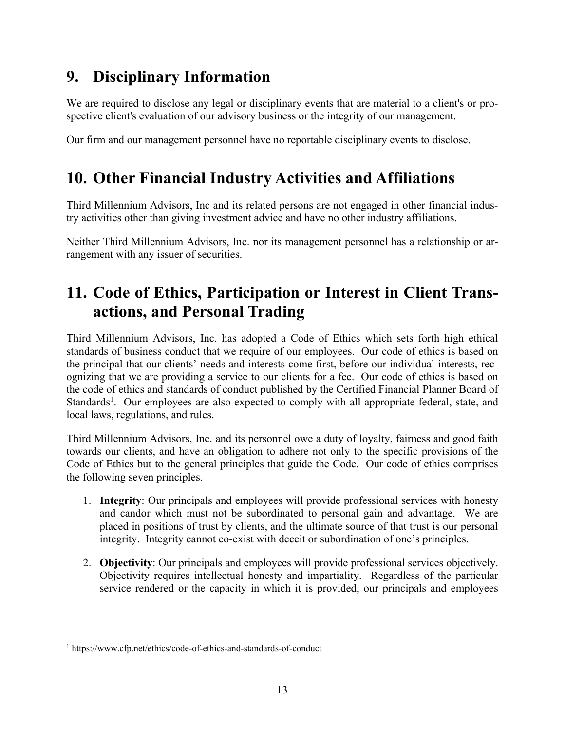## 9. Disciplinary Information

We are required to disclose any legal or disciplinary events that are material to a client's or prospective client's evaluation of our advisory business or the integrity of our management.

Our firm and our management personnel have no reportable disciplinary events to disclose.

## 10. Other Financial Industry Activities and Affiliations

Third Millennium Advisors, Inc and its related persons are not engaged in other financial industry activities other than giving investment advice and have no other industry affiliations.

Neither Third Millennium Advisors, Inc. nor its management personnel has a relationship or arrangement with any issuer of securities.

## 11. Code of Ethics, Participation or Interest in Client Transactions, and Personal Trading

Third Millennium Advisors, Inc. has adopted a Code of Ethics which sets forth high ethical standards of business conduct that we require of our employees. Our code of ethics is based on the principal that our clients' needs and interests come first, before our individual interests, recognizing that we are providing a service to our clients for a fee. Our code of ethics is based on the code of ethics and standards of conduct published by the Certified Financial Planner Board of Standards[1]. Our employees are also expected to comply with all appropriate federal, state, and local laws, regulations, and rules.

Third Millennium Advisors, Inc. and its personnel owe a duty of loyalty, fairness and good faith towards our clients, and have an obligation to adhere not only to the specific provisions of the Code of Ethics but to the general principles that guide the Code. Our code of ethics comprises the following seven principles.

1. **Integrity**: Our principals and employees will provide professional services with honesty and candor which must not be subordinated to personal gain and advantage. We are placed in positions of trust by clients, and the ultimate source of that trust is our personal integrity. Integrity cannot co-exist with deceit or subordination of one's principles.

2. **Objectivity**: Our principals and employees will provide professional services objectively. Objectivity requires intellectual honesty and impartiality. Regardless of the particular service rendered or the capacity in which it is provided, our principals and employees

---

[1] https://www.cfp.net/ethics/code-of-ethics-and-standards-of-conduct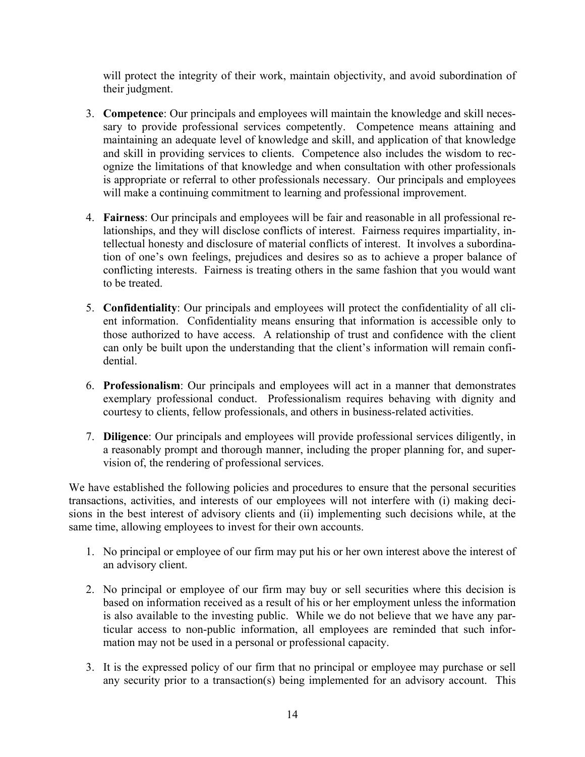will protect the integrity of their work, maintain objectivity, and avoid subordination of their judgment.

3. **Competence**: Our principals and employees will maintain the knowledge and skill necessary to provide professional services competently. Competence means attaining and maintaining an adequate level of knowledge and skill, and application of that knowledge and skill in providing services to clients. Competence also includes the wisdom to recognize the limitations of that knowledge and when consultation with other professionals is appropriate or referral to other professionals necessary. Our principals and employees will make a continuing commitment to learning and professional improvement.

4. **Fairness**: Our principals and employees will be fair and reasonable in all professional relationships, and they will disclose conflicts of interest. Fairness requires impartiality, intellectual honesty and disclosure of material conflicts of interest. It involves a subordination of one's own feelings, prejudices and desires so as to achieve a proper balance of conflicting interests. Fairness is treating others in the same fashion that you would want to be treated.

5. **Confidentiality**: Our principals and employees will protect the confidentiality of all client information. Confidentiality means ensuring that information is accessible only to those authorized to have access. A relationship of trust and confidence with the client can only be built upon the understanding that the client's information will remain confidential.

6. **Professionalism**: Our principals and employees will act in a manner that demonstrates exemplary professional conduct. Professionalism requires behaving with dignity and courtesy to clients, fellow professionals, and others in business-related activities.

7. **Diligence**: Our principals and employees will provide professional services diligently, in a reasonably prompt and thorough manner, including the proper planning for, and supervision of, the rendering of professional services.

We have established the following policies and procedures to ensure that the personal securities transactions, activities, and interests of our employees will not interfere with (i) making decisions in the best interest of advisory clients and (ii) implementing such decisions while, at the same time, allowing employees to invest for their own accounts.

1. No principal or employee of our firm may put his or her own interest above the interest of an advisory client.

2. No principal or employee of our firm may buy or sell securities where this decision is based on information received as a result of his or her employment unless the information is also available to the investing public. While we do not believe that we have any particular access to non-public information, all employees are reminded that such information may not be used in a personal or professional capacity.

3. It is the expressed policy of our firm that no principal or employee may purchase or sell any security prior to a transaction(s) being implemented for an advisory account. This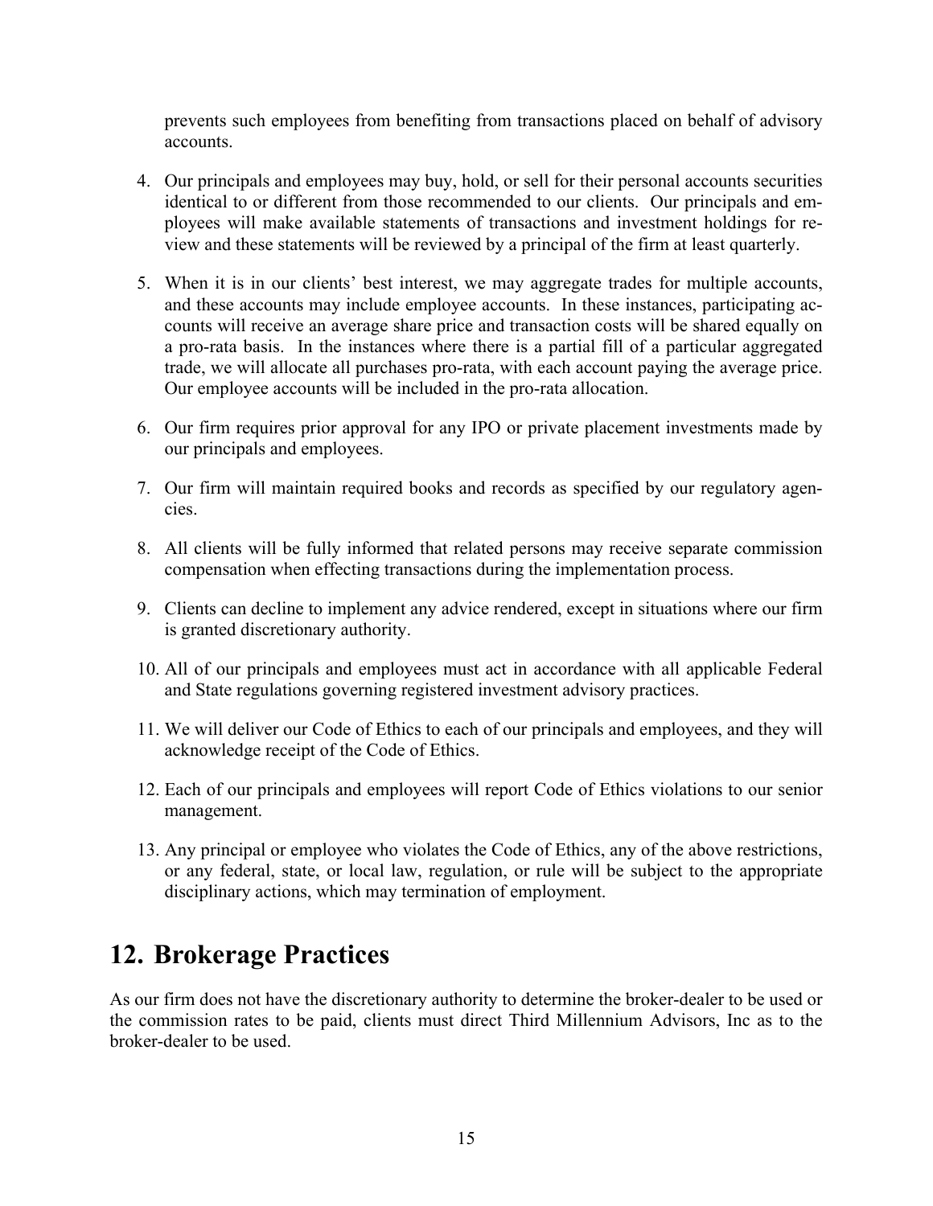prevents such employees from benefiting from transactions placed on behalf of advisory accounts.

4. Our principals and employees may buy, hold, or sell for their personal accounts securities identical to or different from those recommended to our clients. Our principals and employees will make available statements of transactions and investment holdings for review and these statements will be reviewed by a principal of the firm at least quarterly.

5. When it is in our clients' best interest, we may aggregate trades for multiple accounts, and these accounts may include employee accounts. In these instances, participating accounts will receive an average share price and transaction costs will be shared equally on a pro-rata basis. In the instances where there is a partial fill of a particular aggregated trade, we will allocate all purchases pro-rata, with each account paying the average price. Our employee accounts will be included in the pro-rata allocation.

6. Our firm requires prior approval for any IPO or private placement investments made by our principals and employees.

7. Our firm will maintain required books and records as specified by our regulatory agencies.

8. All clients will be fully informed that related persons may receive separate commission compensation when effecting transactions during the implementation process.

9. Clients can decline to implement any advice rendered, except in situations where our firm is granted discretionary authority.

10. All of our principals and employees must act in accordance with all applicable Federal and State regulations governing registered investment advisory practices.

11. We will deliver our Code of Ethics to each of our principals and employees, and they will acknowledge receipt of the Code of Ethics.

12. Each of our principals and employees will report Code of Ethics violations to our senior management.

13. Any principal or employee who violates the Code of Ethics, any of the above restrictions, or any federal, state, or local law, regulation, or rule will be subject to the appropriate disciplinary actions, which may termination of employment.

# 12. Brokerage Practices

As our firm does not have the discretionary authority to determine the broker-dealer to be used or the commission rates to be paid, clients must direct Third Millennium Advisors, Inc as to the broker-dealer to be used.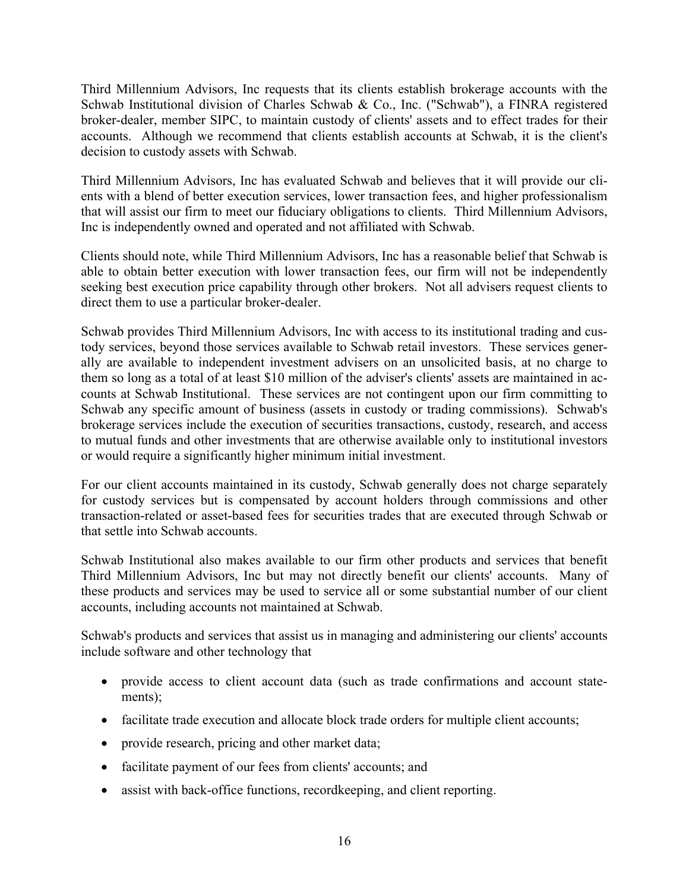Third Millennium Advisors, Inc requests that its clients establish brokerage accounts with the Schwab Institutional division of Charles Schwab & Co., Inc. ("Schwab"), a FINRA registered broker-dealer, member SIPC, to maintain custody of clients' assets and to effect trades for their accounts. Although we recommend that clients establish accounts at Schwab, it is the client's decision to custody assets with Schwab.

Third Millennium Advisors, Inc has evaluated Schwab and believes that it will provide our clients with a blend of better execution services, lower transaction fees, and higher professionalism that will assist our firm to meet our fiduciary obligations to clients. Third Millennium Advisors, Inc is independently owned and operated and not affiliated with Schwab.

Clients should note, while Third Millennium Advisors, Inc has a reasonable belief that Schwab is able to obtain better execution with lower transaction fees, our firm will not be independently seeking best execution price capability through other brokers. Not all advisers request clients to direct them to use a particular broker-dealer.

Schwab provides Third Millennium Advisors, Inc with access to its institutional trading and custody services, beyond those services available to Schwab retail investors. These services generally are available to independent investment advisers on an unsolicited basis, at no charge to them so long as a total of at least $10 million of the adviser's clients' assets are maintained in accounts at Schwab Institutional. These services are not contingent upon our firm committing to Schwab any specific amount of business (assets in custody or trading commissions). Schwab's brokerage services include the execution of securities transactions, custody, research, and access to mutual funds and other investments that are otherwise available only to institutional investors or would require a significantly higher minimum initial investment.

For our client accounts maintained in its custody, Schwab generally does not charge separately for custody services but is compensated by account holders through commissions and other transaction-related or asset-based fees for securities trades that are executed through Schwab or that settle into Schwab accounts.

Schwab Institutional also makes available to our firm other products and services that benefit Third Millennium Advisors, Inc but may not directly benefit our clients' accounts. Many of these products and services may be used to service all or some substantial number of our client accounts, including accounts not maintained at Schwab.

Schwab's products and services that assist us in managing and administering our clients' accounts include software and other technology that

- provide access to client account data (such as trade confirmations and account statements);
- facilitate trade execution and allocate block trade orders for multiple client accounts;
- provide research, pricing and other market data;
- facilitate payment of our fees from clients' accounts; and
- assist with back-office functions, recordkeeping, and client reporting.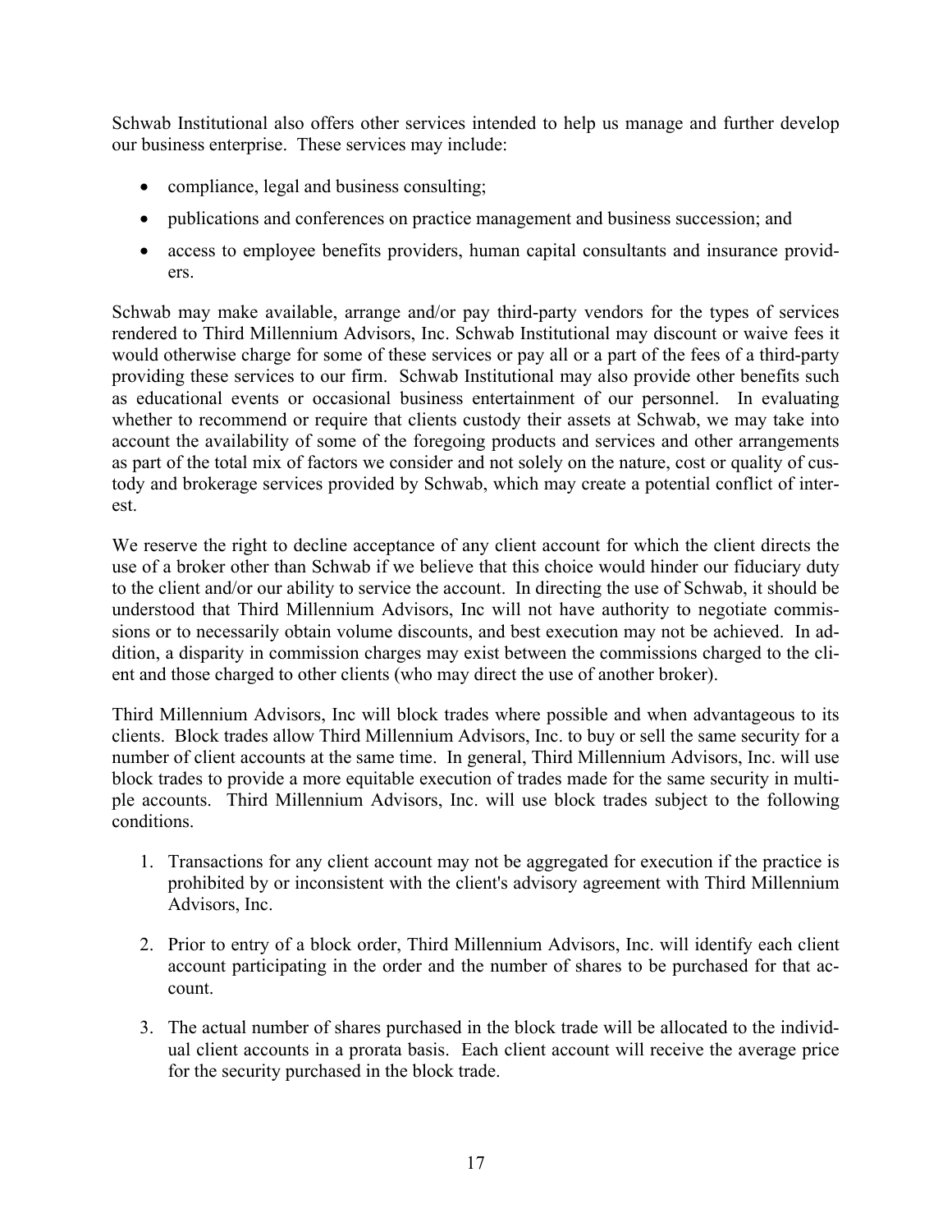Schwab Institutional also offers other services intended to help us manage and further develop our business enterprise. These services may include:

- compliance, legal and business consulting;
- publications and conferences on practice management and business succession; and
- access to employee benefits providers, human capital consultants and insurance providers.

Schwab may make available, arrange and/or pay third-party vendors for the types of services rendered to Third Millennium Advisors, Inc. Schwab Institutional may discount or waive fees it would otherwise charge for some of these services or pay all or a part of the fees of a third-party providing these services to our firm. Schwab Institutional may also provide other benefits such as educational events or occasional business entertainment of our personnel. In evaluating whether to recommend or require that clients custody their assets at Schwab, we may take into account the availability of some of the foregoing products and services and other arrangements as part of the total mix of factors we consider and not solely on the nature, cost or quality of custody and brokerage services provided by Schwab, which may create a potential conflict of interest.

We reserve the right to decline acceptance of any client account for which the client directs the use of a broker other than Schwab if we believe that this choice would hinder our fiduciary duty to the client and/or our ability to service the account. In directing the use of Schwab, it should be understood that Third Millennium Advisors, Inc will not have authority to negotiate commissions or to necessarily obtain volume discounts, and best execution may not be achieved. In addition, a disparity in commission charges may exist between the commissions charged to the client and those charged to other clients (who may direct the use of another broker).

Third Millennium Advisors, Inc will block trades where possible and when advantageous to its clients. Block trades allow Third Millennium Advisors, Inc. to buy or sell the same security for a number of client accounts at the same time. In general, Third Millennium Advisors, Inc. will use block trades to provide a more equitable execution of trades made for the same security in multiple accounts. Third Millennium Advisors, Inc. will use block trades subject to the following conditions.

1. Transactions for any client account may not be aggregated for execution if the practice is prohibited by or inconsistent with the client's advisory agreement with Third Millennium Advisors, Inc.

2. Prior to entry of a block order, Third Millennium Advisors, Inc. will identify each client account participating in the order and the number of shares to be purchased for that account.

3. The actual number of shares purchased in the block trade will be allocated to the individual client accounts in a prorata basis. Each client account will receive the average price for the security purchased in the block trade.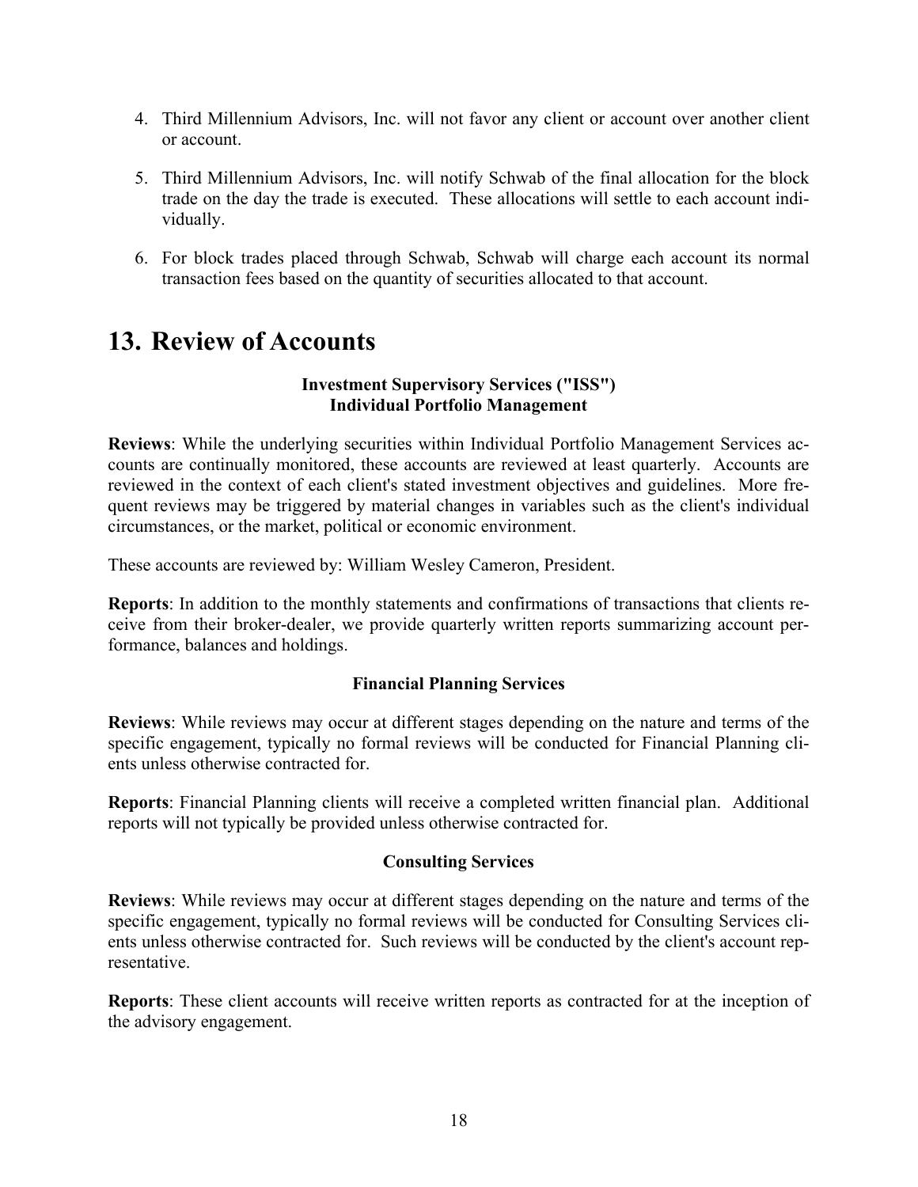4. Third Millennium Advisors, Inc. will not favor any client or account over another client or account.
5. Third Millennium Advisors, Inc. will notify Schwab of the final allocation for the block trade on the day the trade is executed. These allocations will settle to each account individually.
6. For block trades placed through Schwab, Schwab will charge each account its normal transaction fees based on the quantity of securities allocated to that account.

# 13. Review of Accounts

**Investment Supervisory Services ("ISS")**
**Individual Portfolio Management**

**Reviews**: While the underlying securities within Individual Portfolio Management Services accounts are continually monitored, these accounts are reviewed at least quarterly. Accounts are reviewed in the context of each client's stated investment objectives and guidelines. More frequent reviews may be triggered by material changes in variables such as the client's individual circumstances, or the market, political or economic environment.

These accounts are reviewed by: William Wesley Cameron, President.

**Reports**: In addition to the monthly statements and confirmations of transactions that clients receive from their broker-dealer, we provide quarterly written reports summarizing account performance, balances and holdings.

**Financial Planning Services**

**Reviews**: While reviews may occur at different stages depending on the nature and terms of the specific engagement, typically no formal reviews will be conducted for Financial Planning clients unless otherwise contracted for.

**Reports**: Financial Planning clients will receive a completed written financial plan. Additional reports will not typically be provided unless otherwise contracted for.

**Consulting Services**

**Reviews**: While reviews may occur at different stages depending on the nature and terms of the specific engagement, typically no formal reviews will be conducted for Consulting Services clients unless otherwise contracted for. Such reviews will be conducted by the client's account representative.

**Reports**: These client accounts will receive written reports as contracted for at the inception of the advisory engagement.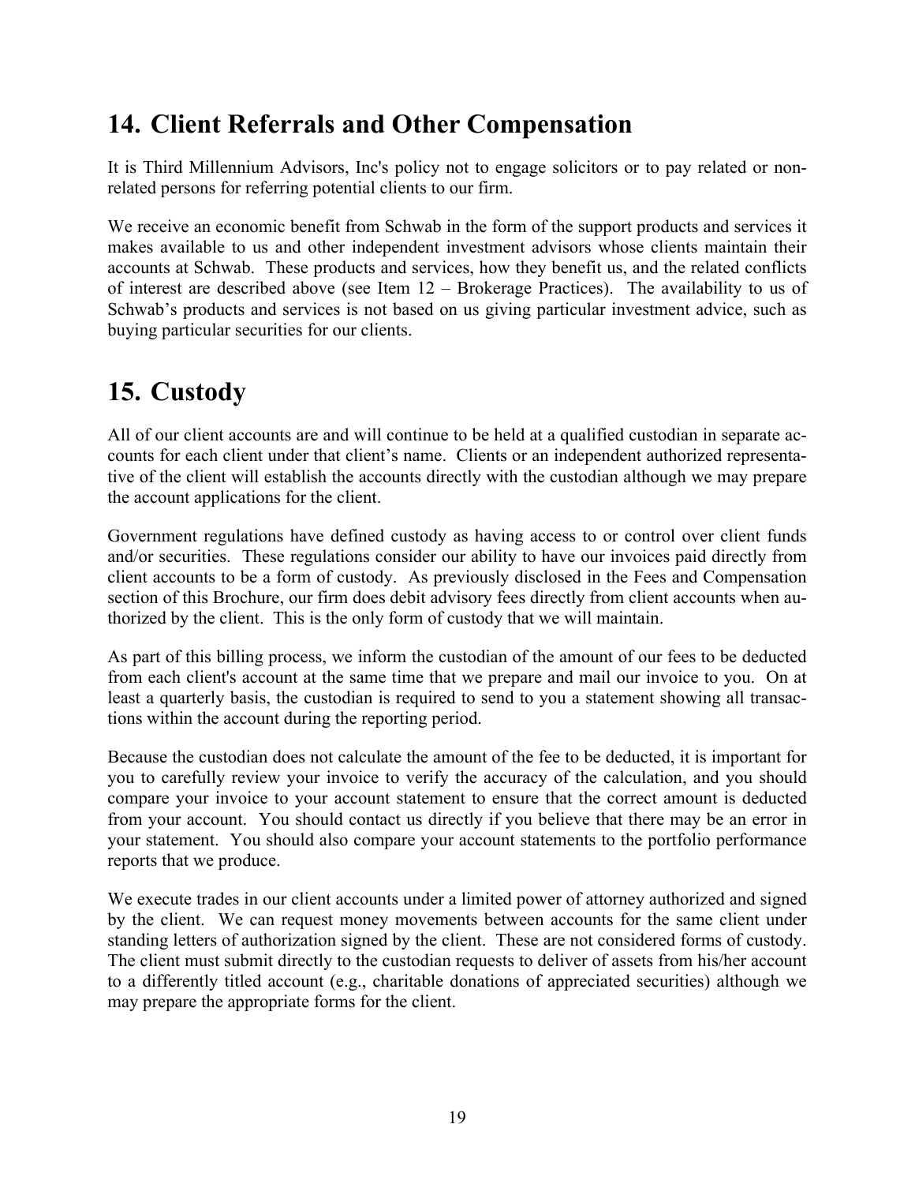## 14. Client Referrals and Other Compensation

It is Third Millennium Advisors, Inc's policy not to engage solicitors or to pay related or non-related persons for referring potential clients to our firm.

We receive an economic benefit from Schwab in the form of the support products and services it makes available to us and other independent investment advisors whose clients maintain their accounts at Schwab. These products and services, how they benefit us, and the related conflicts of interest are described above (see Item 12 – Brokerage Practices). The availability to us of Schwab's products and services is not based on us giving particular investment advice, such as buying particular securities for our clients.

## 15. Custody

All of our client accounts are and will continue to be held at a qualified custodian in separate accounts for each client under that client's name. Clients or an independent authorized representative of the client will establish the accounts directly with the custodian although we may prepare the account applications for the client.

Government regulations have defined custody as having access to or control over client funds and/or securities. These regulations consider our ability to have our invoices paid directly from client accounts to be a form of custody. As previously disclosed in the Fees and Compensation section of this Brochure, our firm does debit advisory fees directly from client accounts when authorized by the client. This is the only form of custody that we will maintain.

As part of this billing process, we inform the custodian of the amount of our fees to be deducted from each client's account at the same time that we prepare and mail our invoice to you. On at least a quarterly basis, the custodian is required to send to you a statement showing all transactions within the account during the reporting period.

Because the custodian does not calculate the amount of the fee to be deducted, it is important for you to carefully review your invoice to verify the accuracy of the calculation, and you should compare your invoice to your account statement to ensure that the correct amount is deducted from your account. You should contact us directly if you believe that there may be an error in your statement. You should also compare your account statements to the portfolio performance reports that we produce.

We execute trades in our client accounts under a limited power of attorney authorized and signed by the client. We can request money movements between accounts for the same client under standing letters of authorization signed by the client. These are not considered forms of custody. The client must submit directly to the custodian requests to deliver of assets from his/her account to a differently titled account (e.g., charitable donations of appreciated securities) although we may prepare the appropriate forms for the client.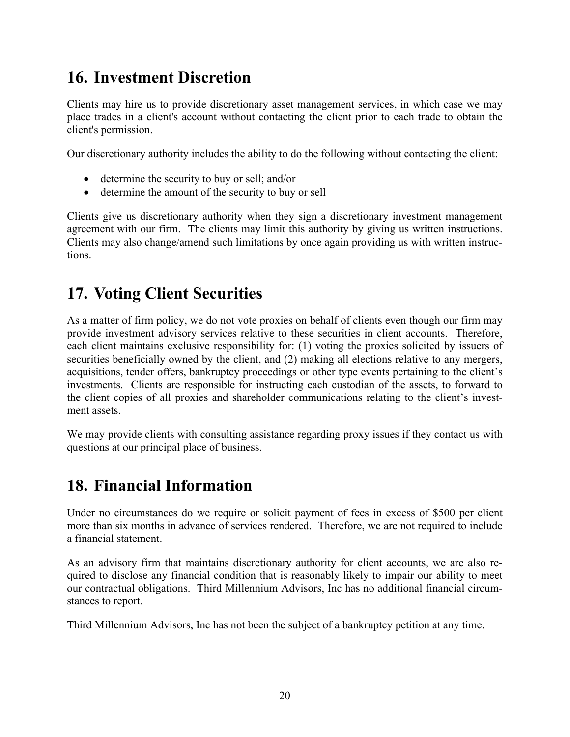## 16. Investment Discretion

Clients may hire us to provide discretionary asset management services, in which case we may place trades in a client's account without contacting the client prior to each trade to obtain the client's permission.

Our discretionary authority includes the ability to do the following without contacting the client:

- determine the security to buy or sell; and/or
- determine the amount of the security to buy or sell

Clients give us discretionary authority when they sign a discretionary investment management agreement with our firm. The clients may limit this authority by giving us written instructions. Clients may also change/amend such limitations by once again providing us with written instructions.

## 17. Voting Client Securities

As a matter of firm policy, we do not vote proxies on behalf of clients even though our firm may provide investment advisory services relative to these securities in client accounts. Therefore, each client maintains exclusive responsibility for: (1) voting the proxies solicited by issuers of securities beneficially owned by the client, and (2) making all elections relative to any mergers, acquisitions, tender offers, bankruptcy proceedings or other type events pertaining to the client's investments. Clients are responsible for instructing each custodian of the assets, to forward to the client copies of all proxies and shareholder communications relating to the client's investment assets.

We may provide clients with consulting assistance regarding proxy issues if they contact us with questions at our principal place of business.

## 18. Financial Information

Under no circumstances do we require or solicit payment of fees in excess of $500 per client more than six months in advance of services rendered. Therefore, we are not required to include a financial statement.

As an advisory firm that maintains discretionary authority for client accounts, we are also required to disclose any financial condition that is reasonably likely to impair our ability to meet our contractual obligations. Third Millennium Advisors, Inc has no additional financial circumstances to report.

Third Millennium Advisors, Inc has not been the subject of a bankruptcy petition at any time.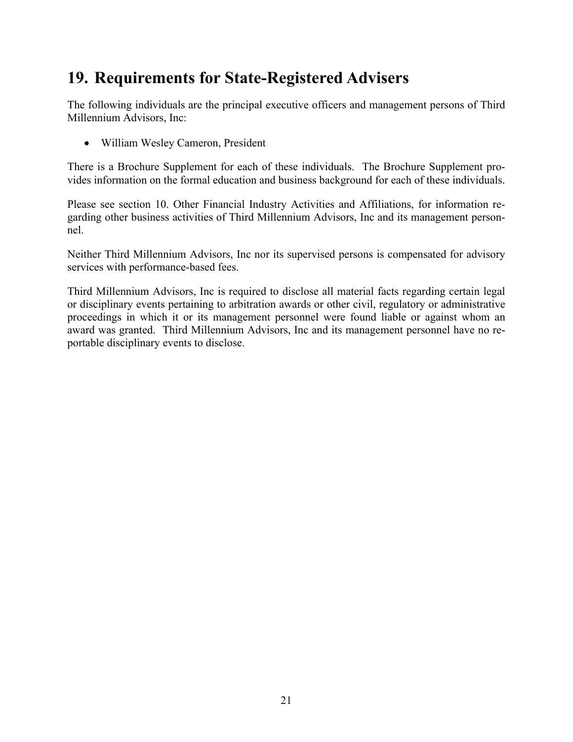## 19. Requirements for State-Registered Advisers

The following individuals are the principal executive officers and management persons of Third Millennium Advisors, Inc:

- William Wesley Cameron, President

There is a Brochure Supplement for each of these individuals. The Brochure Supplement provides information on the formal education and business background for each of these individuals.

Please see section 10. Other Financial Industry Activities and Affiliations, for information regarding other business activities of Third Millennium Advisors, Inc and its management personnel.

Neither Third Millennium Advisors, Inc nor its supervised persons is compensated for advisory services with performance-based fees.

Third Millennium Advisors, Inc is required to disclose all material facts regarding certain legal or disciplinary events pertaining to arbitration awards or other civil, regulatory or administrative proceedings in which it or its management personnel were found liable or against whom an award was granted. Third Millennium Advisors, Inc and its management personnel have no reportable disciplinary events to disclose.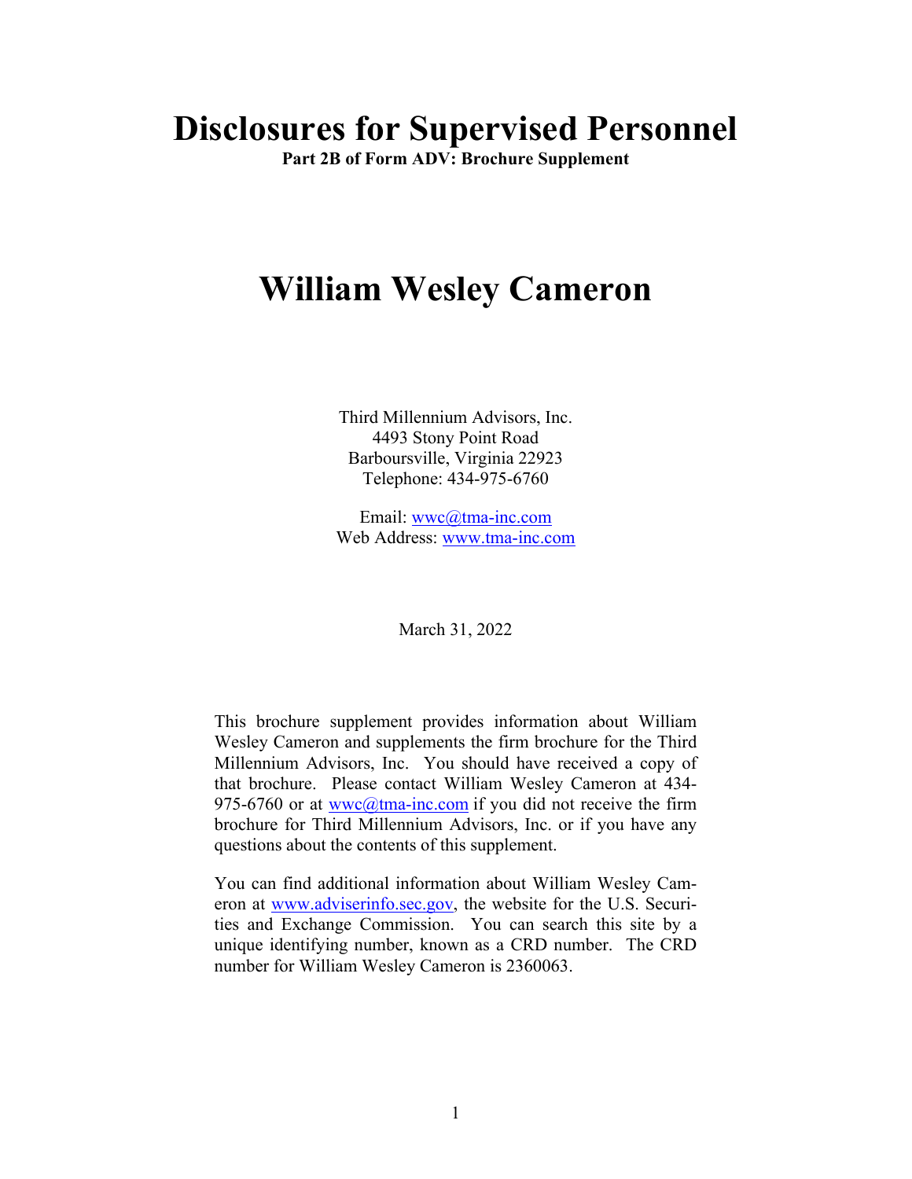# Disclosures for Supervised Personnel

**Part 2B of Form ADV: Brochure Supplement**

# William Wesley Cameron

Third Millennium Advisors, Inc.
4493 Stony Point Road
Barboursville, Virginia 22923
Telephone: 434-975-6760

Email: wwc@tma-inc.com
Web Address: www.tma-inc.com

March 31, 2022

This brochure supplement provides information about William Wesley Cameron and supplements the firm brochure for the Third Millennium Advisors, Inc. You should have received a copy of that brochure. Please contact William Wesley Cameron at 434-975-6760 or at wwc@tma-inc.com if you did not receive the firm brochure for Third Millennium Advisors, Inc. or if you have any questions about the contents of this supplement.

You can find additional information about William Wesley Cameron at www.adviserinfo.sec.gov, the website for the U.S. Securities and Exchange Commission. You can search this site by a unique identifying number, known as a CRD number. The CRD number for William Wesley Cameron is 2360063.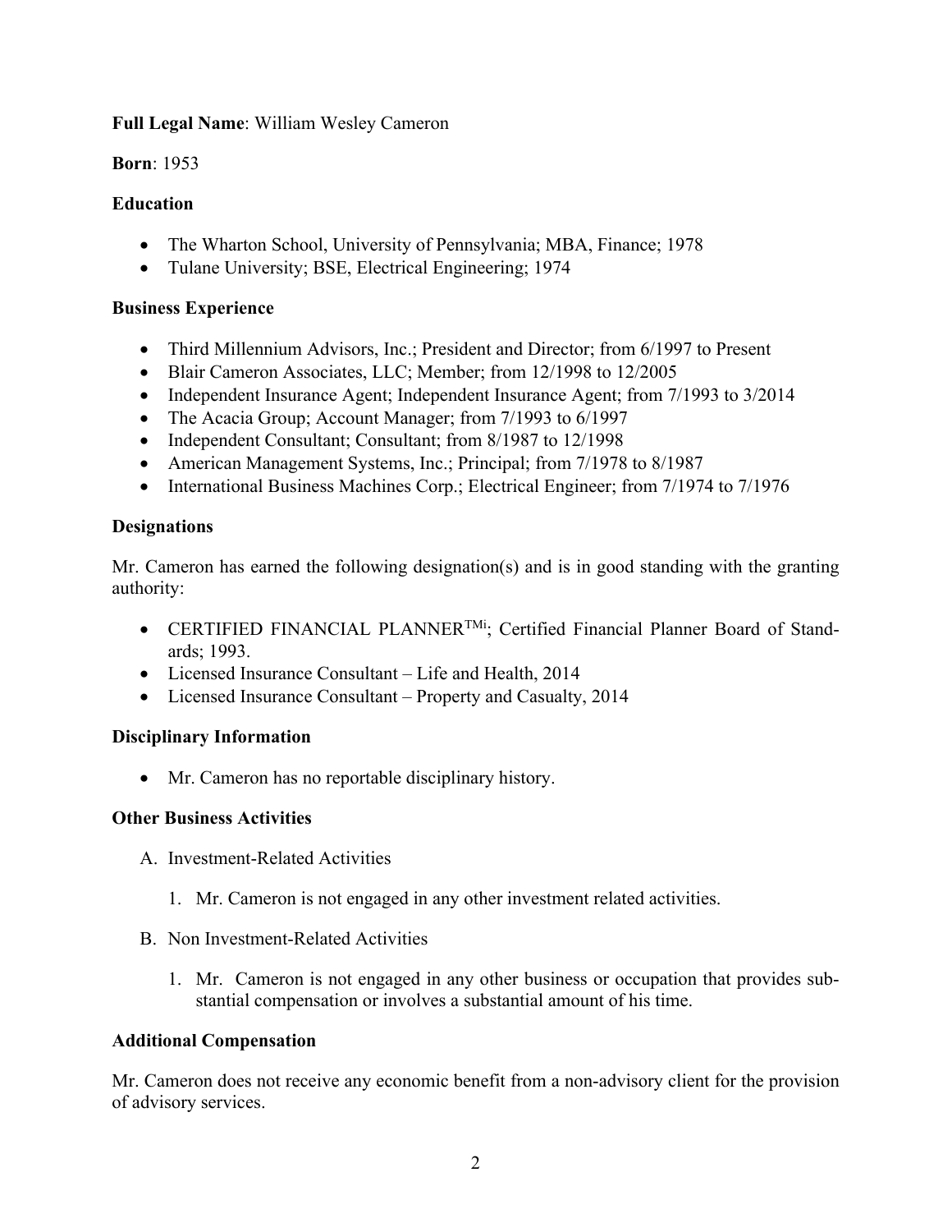**Full Legal Name**: William Wesley Cameron

**Born**: 1953

**Education**

- The Wharton School, University of Pennsylvania; MBA, Finance; 1978
- Tulane University; BSE, Electrical Engineering; 1974

**Business Experience**

- Third Millennium Advisors, Inc.; President and Director; from 6/1997 to Present
- Blair Cameron Associates, LLC; Member; from 12/1998 to 12/2005
- Independent Insurance Agent; Independent Insurance Agent; from 7/1993 to 3/2014
- The Acacia Group; Account Manager; from 7/1993 to 6/1997
- Independent Consultant; Consultant; from 8/1987 to 12/1998
- American Management Systems, Inc.; Principal; from 7/1978 to 8/1987
- International Business Machines Corp.; Electrical Engineer; from 7/1974 to 7/1976

**Designations**

Mr. Cameron has earned the following designation(s) and is in good standing with the granting authority:

- CERTIFIED FINANCIAL PLANNER™[i]; Certified Financial Planner Board of Standards; 1993.
- Licensed Insurance Consultant – Life and Health, 2014
- Licensed Insurance Consultant – Property and Casualty, 2014

**Disciplinary Information**

- Mr. Cameron has no reportable disciplinary history.

**Other Business Activities**

A. Investment-Related Activities

   1. Mr. Cameron is not engaged in any other investment related activities.

B. Non Investment-Related Activities

   1. Mr. Cameron is not engaged in any other business or occupation that provides substantial compensation or involves a substantial amount of his time.

**Additional Compensation**

Mr. Cameron does not receive any economic benefit from a non-advisory client for the provision of advisory services.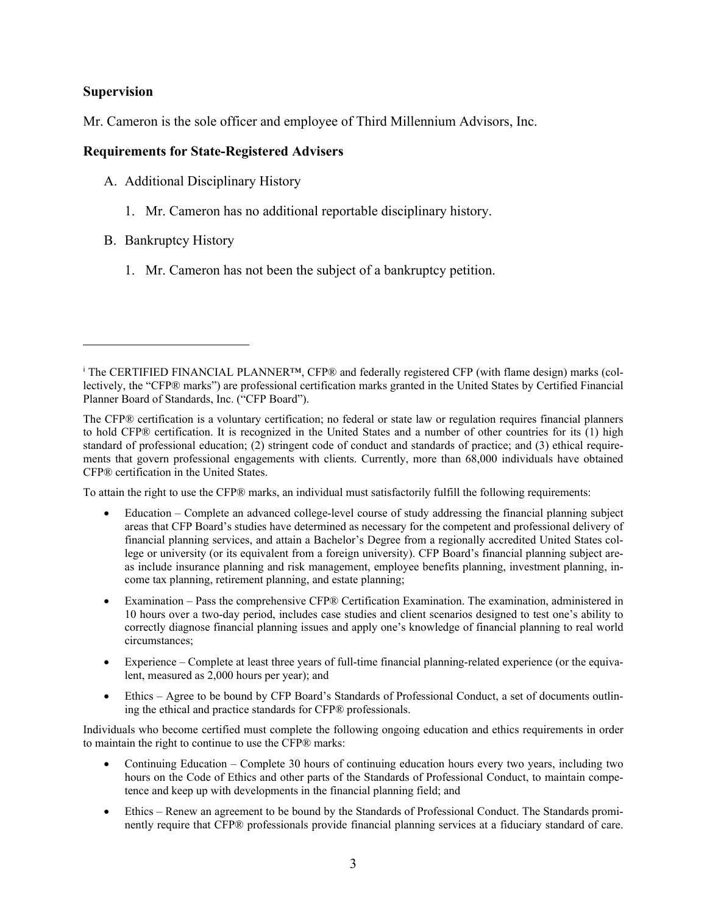### Supervision

Mr. Cameron is the sole officer and employee of Third Millennium Advisors, Inc.

### Requirements for State-Registered Advisers

A. Additional Disciplinary History

   1. Mr. Cameron has no additional reportable disciplinary history.

B. Bankruptcy History

   1. Mr. Cameron has not been the subject of a bankruptcy petition.

---

[i] The CERTIFIED FINANCIAL PLANNER™, CFP® and federally registered CFP (with flame design) marks (collectively, the "CFP® marks") are professional certification marks granted in the United States by Certified Financial Planner Board of Standards, Inc. ("CFP Board").

The CFP® certification is a voluntary certification; no federal or state law or regulation requires financial planners to hold CFP® certification. It is recognized in the United States and a number of other countries for its (1) high standard of professional education; (2) stringent code of conduct and standards of practice; and (3) ethical requirements that govern professional engagements with clients. Currently, more than 68,000 individuals have obtained CFP® certification in the United States.

To attain the right to use the CFP® marks, an individual must satisfactorily fulfill the following requirements:

- Education – Complete an advanced college-level course of study addressing the financial planning subject areas that CFP Board's studies have determined as necessary for the competent and professional delivery of financial planning services, and attain a Bachelor's Degree from a regionally accredited United States college or university (or its equivalent from a foreign university). CFP Board's financial planning subject areas include insurance planning and risk management, employee benefits planning, investment planning, income tax planning, retirement planning, and estate planning;
- Examination – Pass the comprehensive CFP® Certification Examination. The examination, administered in 10 hours over a two-day period, includes case studies and client scenarios designed to test one's ability to correctly diagnose financial planning issues and apply one's knowledge of financial planning to real world circumstances;
- Experience – Complete at least three years of full-time financial planning-related experience (or the equivalent, measured as 2,000 hours per year); and
- Ethics – Agree to be bound by CFP Board's Standards of Professional Conduct, a set of documents outlining the ethical and practice standards for CFP® professionals.

Individuals who become certified must complete the following ongoing education and ethics requirements in order to maintain the right to continue to use the CFP® marks:

- Continuing Education – Complete 30 hours of continuing education hours every two years, including two hours on the Code of Ethics and other parts of the Standards of Professional Conduct, to maintain competence and keep up with developments in the financial planning field; and
- Ethics – Renew an agreement to be bound by the Standards of Professional Conduct. The Standards prominently require that CFP® professionals provide financial planning services at a fiduciary standard of care.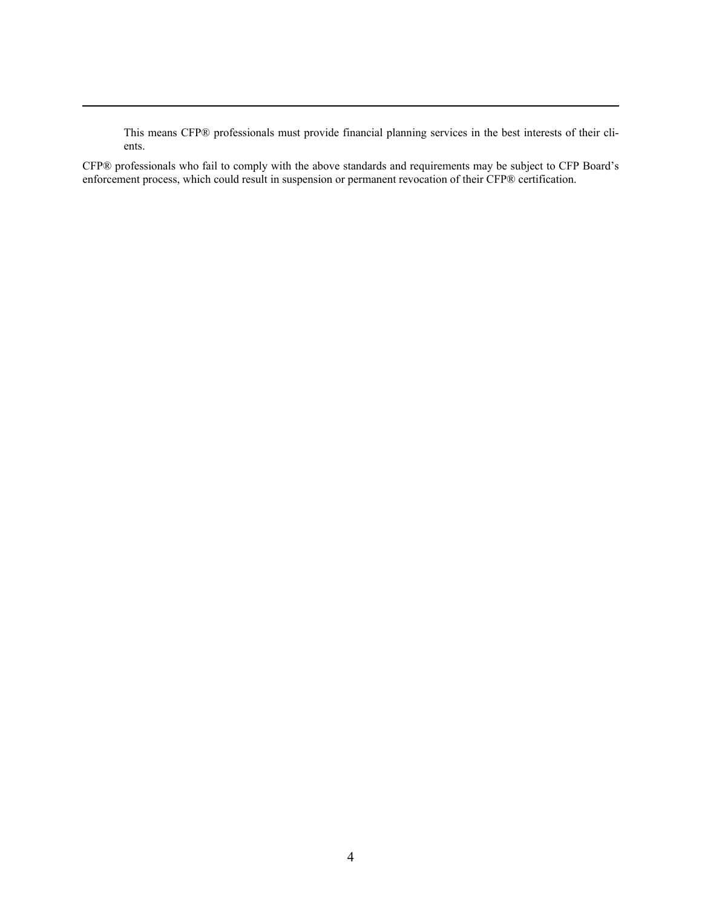This means CFP® professionals must provide financial planning services in the best interests of their clients.

CFP® professionals who fail to comply with the above standards and requirements may be subject to CFP Board's enforcement process, which could result in suspension or permanent revocation of their CFP® certification.